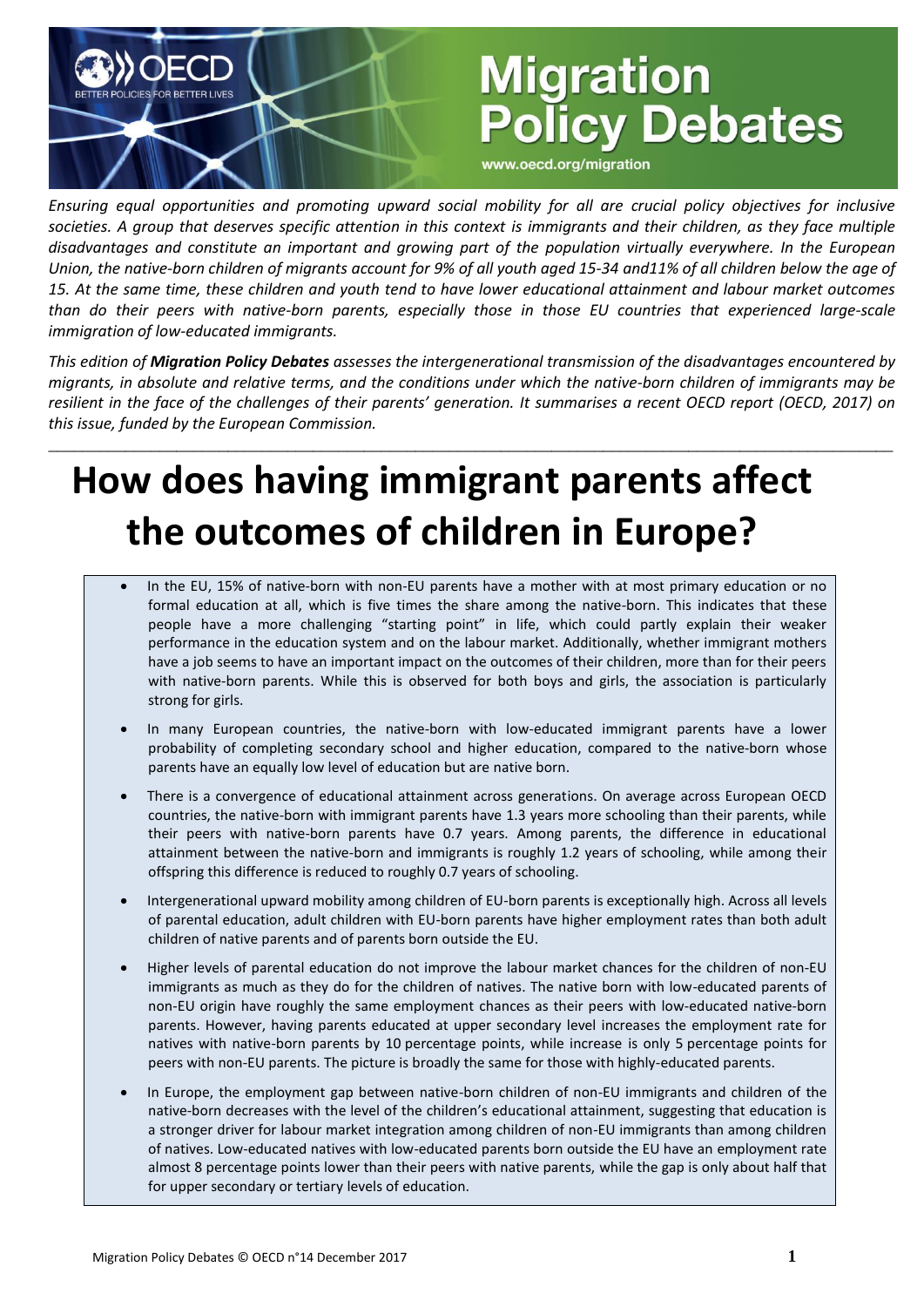*Ensuring equal opportunities and promoting upward social mobility for all are crucial policy objectives for inclusive societies. A group that deserves specific attention in this context is immigrants and their children, as they face multiple disadvantages and constitute an important and growing part of the population virtually everywhere. In the European Union, the native-born children of migrants account for 9% of all youth aged 15-34 and11% of all children below the age of 15. At the same time, these children and youth tend to have lower educational attainment and labour market outcomes than do their peers with native-born parents, especially those in those EU countries that experienced large-scale immigration of low-educated immigrants.*

*This edition of* ***Migration Policy Debates*** *assesses the intergenerational transmission of the disadvantages encountered by migrants, in absolute and relative terms, and the conditions under which the native-born children of immigrants may be resilient in the face of the challenges of their parents' generation. It summarises a recent OECD report (OECD, 2017) on this issue, funded by the European Commission.*

# How does having immigrant parents affect the outcomes of children in Europe?

- In the EU, 15% of native-born with non-EU parents have a mother with at most primary education or no formal education at all, which is five times the share among the native-born. This indicates that these people have a more challenging "starting point" in life, which could partly explain their weaker performance in the education system and on the labour market. Additionally, whether immigrant mothers have a job seems to have an important impact on the outcomes of their children, more than for their peers with native-born parents. While this is observed for both boys and girls, the association is particularly strong for girls.
- In many European countries, the native-born with low-educated immigrant parents have a lower probability of completing secondary school and higher education, compared to the native-born whose parents have an equally low level of education but are native born.
- There is a convergence of educational attainment across generations. On average across European OECD countries, the native-born with immigrant parents have 1.3 years more schooling than their parents, while their peers with native-born parents have 0.7 years. Among parents, the difference in educational attainment between the native-born and immigrants is roughly 1.2 years of schooling, while among their offspring this difference is reduced to roughly 0.7 years of schooling.
- Intergenerational upward mobility among children of EU-born parents is exceptionally high. Across all levels of parental education, adult children with EU-born parents have higher employment rates than both adult children of native parents and of parents born outside the EU.
- Higher levels of parental education do not improve the labour market chances for the children of non-EU immigrants as much as they do for the children of natives. The native born with low-educated parents of non-EU origin have roughly the same employment chances as their peers with low-educated native-born parents. However, having parents educated at upper secondary level increases the employment rate for natives with native-born parents by 10 percentage points, while increase is only 5 percentage points for peers with non-EU parents. The picture is broadly the same for those with highly-educated parents.
- In Europe, the employment gap between native-born children of non-EU immigrants and children of the native-born decreases with the level of the children's educational attainment, suggesting that education is a stronger driver for labour market integration among children of non-EU immigrants than among children of natives. Low-educated natives with low-educated parents born outside the EU have an employment rate almost 8 percentage points lower than their peers with native parents, while the gap is only about half that for upper secondary or tertiary levels of education.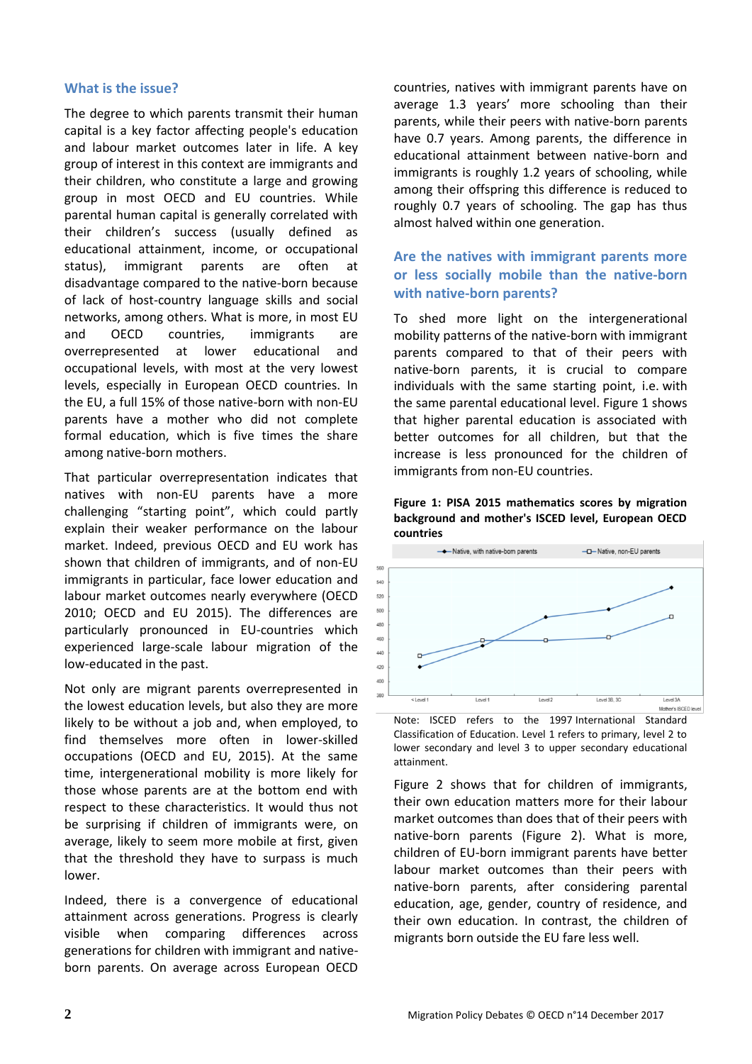## What is the issue?

The degree to which parents transmit their human capital is a key factor affecting people's education and labour market outcomes later in life. A key group of interest in this context are immigrants and their children, who constitute a large and growing group in most OECD and EU countries. While parental human capital is generally correlated with their children's success (usually defined as educational attainment, income, or occupational status), immigrant parents are often at disadvantage compared to the native-born because of lack of host-country language skills and social networks, among others. What is more, in most EU and OECD countries, immigrants are overrepresented at lower educational and occupational levels, with most at the very lowest levels, especially in European OECD countries. In the EU, a full 15% of the native-born with non-EU parents have a mother who did not complete formal education, which is five times the share among native-born mothers.

That particular overrepresentation indicates that natives with non-EU parents have a more challenging "starting point", which could partly explain their weaker performance on the labour market. Indeed, previous OECD and EU work has shown that children of immigrants, and of non-EU immigrants in particular, face lower education and labour market outcomes nearly everywhere (OECD 2010; OECD and EU 2015). The differences are particularly pronounced in EU-countries which experienced large-scale labour migration of the low-educated in the past.

Not only are migrant parents overrepresented in the lowest education levels, but also they are more likely to be without a job and, when employed, to find themselves more often in lower-skilled occupations (OECD and EU, 2015). At the same time, intergenerational mobility is more likely for those whose parents are at the bottom end with respect to these characteristics. It would thus not be surprising if children of immigrants were, on average, likely to seem more mobile at first, given that the threshold they have to surpass is much lower.

Indeed, there is a convergence of educational attainment across generations. Progress is clearly visible when comparing differences across generations for children with immigrant and native-born parents. On average across European OECD countries, natives with immigrant parents have on average 1.3 years' more schooling than their parents, while their peers with native-born parents have 0.7 years. Among parents, the difference in educational attainment between native-born and immigrants is roughly 1.2 years of schooling, while among their offspring this difference is reduced to roughly 0.7 years of schooling. The gap has thus almost halved within one generation.

## Are the natives with immigrant parents more or less socially mobile than the native-born with native-born parents?

To shed more light on the intergenerational mobility patterns of the native-born with immigrant parents compared to that of their peers with native-born parents, it is crucial to compare individuals with the same starting point, i.e. with the same parental educational level. Figure 1 shows that higher parental education is associated with better outcomes for all children, but that the increase is less pronounced for the children of immigrants from non-EU countries.

**Figure 1: PISA 2015 mathematics scores by migration background and mother's ISCED level, European OECD countries**

| Mother's ISCED level | Native, with native-born parents | Native, non-EU parents |
|---|---|---|
| < Level 1 | ~421 | ~436 |
| Level 1 | ~451 | ~457 |
| Level 2 | ~490 | ~458 |
| Level 3B, 3C | ~501 | ~462 |
| Level 3A | ~533 | ~491 |

Note: ISCED refers to the 1997 International Standard Classification of Education. Level 1 refers to primary, level 2 to lower secondary and level 3 to upper secondary educational attainment.

Figure 2 shows that for children of immigrants, their own education matters more for their labour market outcomes than does that of their peers with native-born parents (Figure 2). What is more, children of EU-born immigrant parents have better labour market outcomes than their peers with native-born parents, after considering parental education, age, gender, country of residence, and their own education. In contrast, the children of migrants born outside the EU fare less well.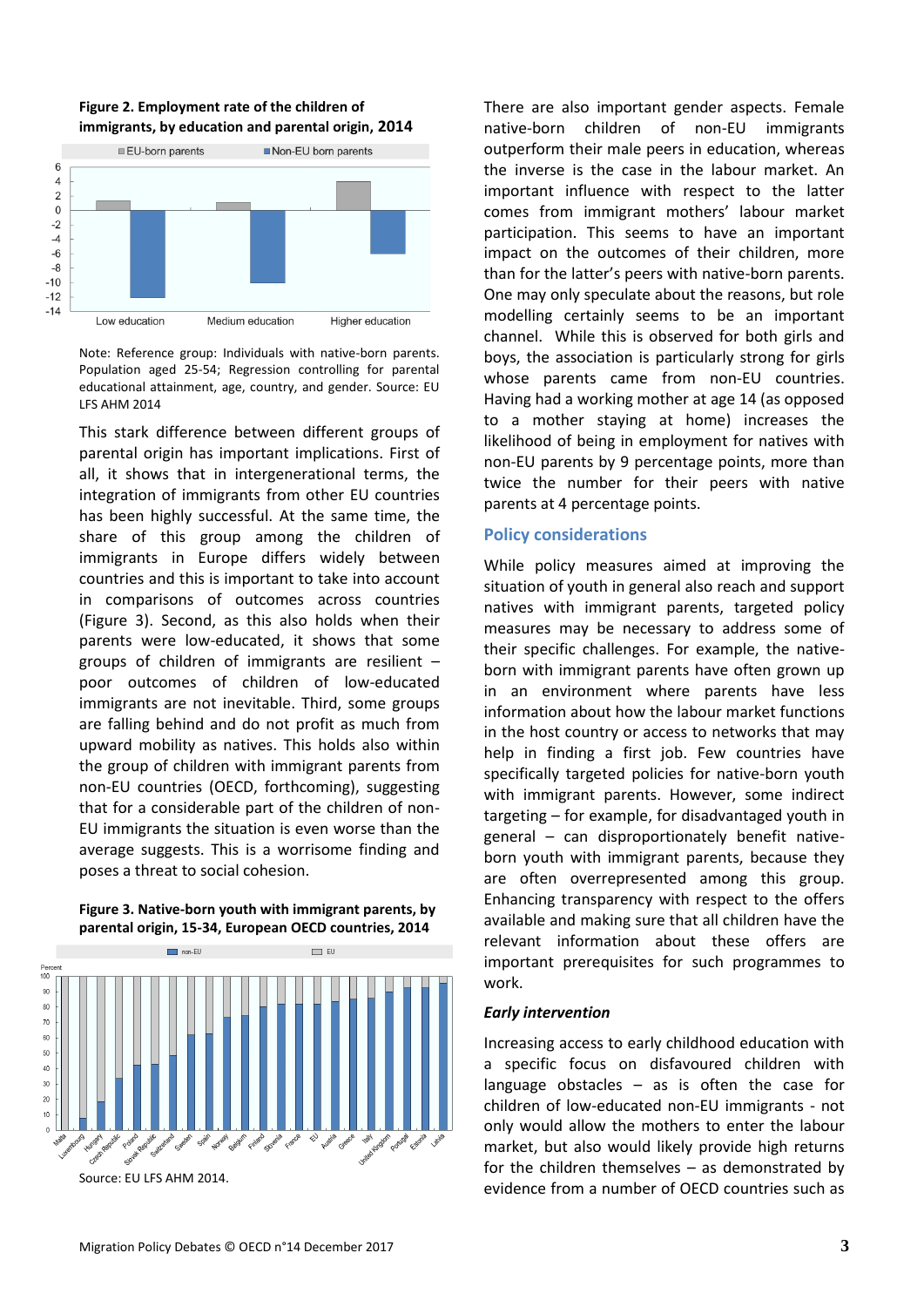**Figure 2. Employment rate of the children of immigrants, by education and parental origin, 2014**

Note: Reference group: Individuals with native-born parents. Population aged 25-54; Regression controlling for parental educational attainment, age, country, and gender. Source: EU LFS AHM 2014

This stark difference between different groups of parental origin has important implications. First of all, it shows that in intergenerational terms, the integration of immigrants from other EU countries has been highly successful. At the same time, the share of this group among the children of immigrants in Europe differs widely between countries and this is important to take into account in comparisons of outcomes across countries (Figure 3). Second, as this also holds when their parents were low-educated, it shows that some groups of children of immigrants are resilient – poor outcomes of children of low-educated immigrants are not inevitable. Third, some groups are falling behind and do not profit as much from upward mobility as natives. This holds also within the group of children with immigrant parents from non-EU countries (OECD, forthcoming), suggesting that for a considerable part of the children of non-EU immigrants the situation is even worse than the average suggests. This is a worrisome finding and poses a threat to social cohesion.

**Figure 3. Native-born youth with immigrant parents, by parental origin, 15-34, European OECD countries, 2014**

Source: EU LFS AHM 2014.

There are also important gender aspects. Female native-born children of non-EU immigrants outperform their male peers in education, whereas the inverse is the case in the labour market. An important influence with respect to the latter comes from immigrant mothers' labour market participation. This seems to have an important impact on the outcomes of their children, more than for the latter's peers with native-born parents. One may only speculate about the reasons, but role modelling certainly seems to be an important channel. While this is observed for both girls and boys, the association is particularly strong for girls whose parents came from non-EU countries. Having had a working mother at age 14 (as opposed to a mother staying at home) increases the likelihood of being in employment for natives with non-EU parents by 9 percentage points, more than twice the number for their peers with native parents at 4 percentage points.

## Policy considerations

While policy measures aimed at improving the situation of youth in general also reach and support natives with immigrant parents, targeted policy measures may be necessary to address some of their specific challenges. For example, the native-born with immigrant parents have often grown up in an environment where parents have less information about how the labour market functions in the host country or access to networks that may help in finding a first job. Few countries have specifically targeted policies for native-born youth with immigrant parents. However, some indirect targeting – for example, for disadvantaged youth in general – can disproportionately benefit native-born youth with immigrant parents, because they are often overrepresented among this group. Enhancing transparency with respect to the offers available and making sure that all children have the relevant information about these offers are important prerequisites for such programmes to work.

### *Early intervention*

Increasing access to early childhood education with a specific focus on disfavoured children with language obstacles – as is often the case for children of low-educated non-EU immigrants - not only would allow the mothers to enter the labour market, but also would likely provide high returns for the children themselves – as demonstrated by evidence from a number of OECD countries such as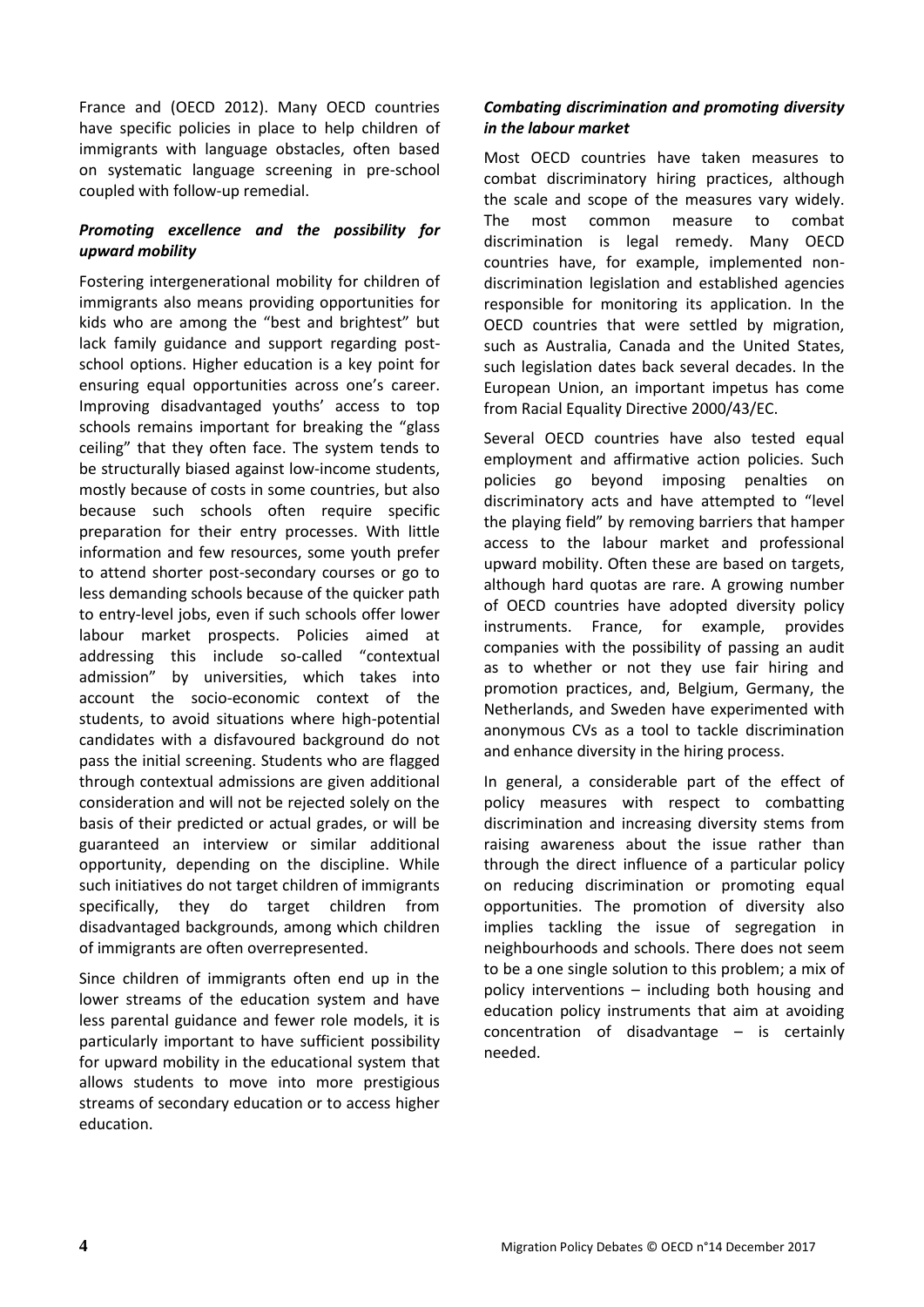France and (OECD 2012). Many OECD countries have specific policies in place to help children of immigrants with language obstacles, often based on systematic language screening in pre-school coupled with follow-up remedial.

### *Promoting excellence and the possibility for upward mobility*

Fostering intergenerational mobility for children of immigrants also means providing opportunities for kids who are among the "best and brightest" but lack family guidance and support regarding post-school options. Higher education is a key point for ensuring equal opportunities across one's career. Improving disadvantaged youths' access to top schools remains important for breaking the "glass ceiling" that they often face. The system tends to be structurally biased against low-income students, mostly because of costs in some countries, but also because such schools often require specific preparation for their entry processes. With little information and few resources, some youth prefer to attend shorter post-secondary courses or go to less demanding schools because of the quicker path to entry-level jobs, even if such schools offer lower labour market prospects. Policies aimed at addressing this include so-called "contextual admission" by universities, which takes into account the socio-economic context of the students, to avoid situations where high-potential candidates with a disfavoured background do not pass the initial screening. Students who are flagged through contextual admissions are given additional consideration and will not be rejected solely on the basis of their predicted or actual grades, or will be guaranteed an interview or similar additional opportunity, depending on the discipline. While such initiatives do not target children of immigrants specifically, they do target children from disadvantaged backgrounds, among which children of immigrants are often overrepresented.

Since children of immigrants often end up in the lower streams of the education system and have less parental guidance and fewer role models, it is particularly important to have sufficient possibility for upward mobility in the educational system that allows students to move into more prestigious streams of secondary education or to access higher education.

### *Combating discrimination and promoting diversity in the labour market*

Most OECD countries have taken measures to combat discriminatory hiring practices, although the scale and scope of the measures vary widely. The most common measure to combat discrimination is legal remedy. Many OECD countries have, for example, implemented non-discrimination legislation and established agencies responsible for monitoring its application. In the OECD countries that were settled by migration, such as Australia, Canada and the United States, such legislation dates back several decades. In the European Union, an important impetus has come from Racial Equality Directive 2000/43/EC.

Several OECD countries have also tested equal employment and affirmative action policies. Such policies go beyond imposing penalties on discriminatory acts and have attempted to "level the playing field" by removing barriers that hamper access to the labour market and professional upward mobility. Often these are based on targets, although hard quotas are rare. A growing number of OECD countries have adopted diversity policy instruments. France, for example, provides companies with the possibility of passing an audit as to whether or not they use fair hiring and promotion practices, and, Belgium, Germany, the Netherlands, and Sweden have experimented with anonymous CVs as a tool to tackle discrimination and enhance diversity in the hiring process.

In general, a considerable part of the effect of policy measures with respect to combatting discrimination and increasing diversity stems from raising awareness about the issue rather than through the direct influence of a particular policy on reducing discrimination or promoting equal opportunities. The promotion of diversity also implies tackling the issue of segregation in neighbourhoods and schools. There does not seem to be a one single solution to this problem; a mix of policy interventions – including both housing and education policy instruments that aim at avoiding concentration of disadvantage – is certainly needed.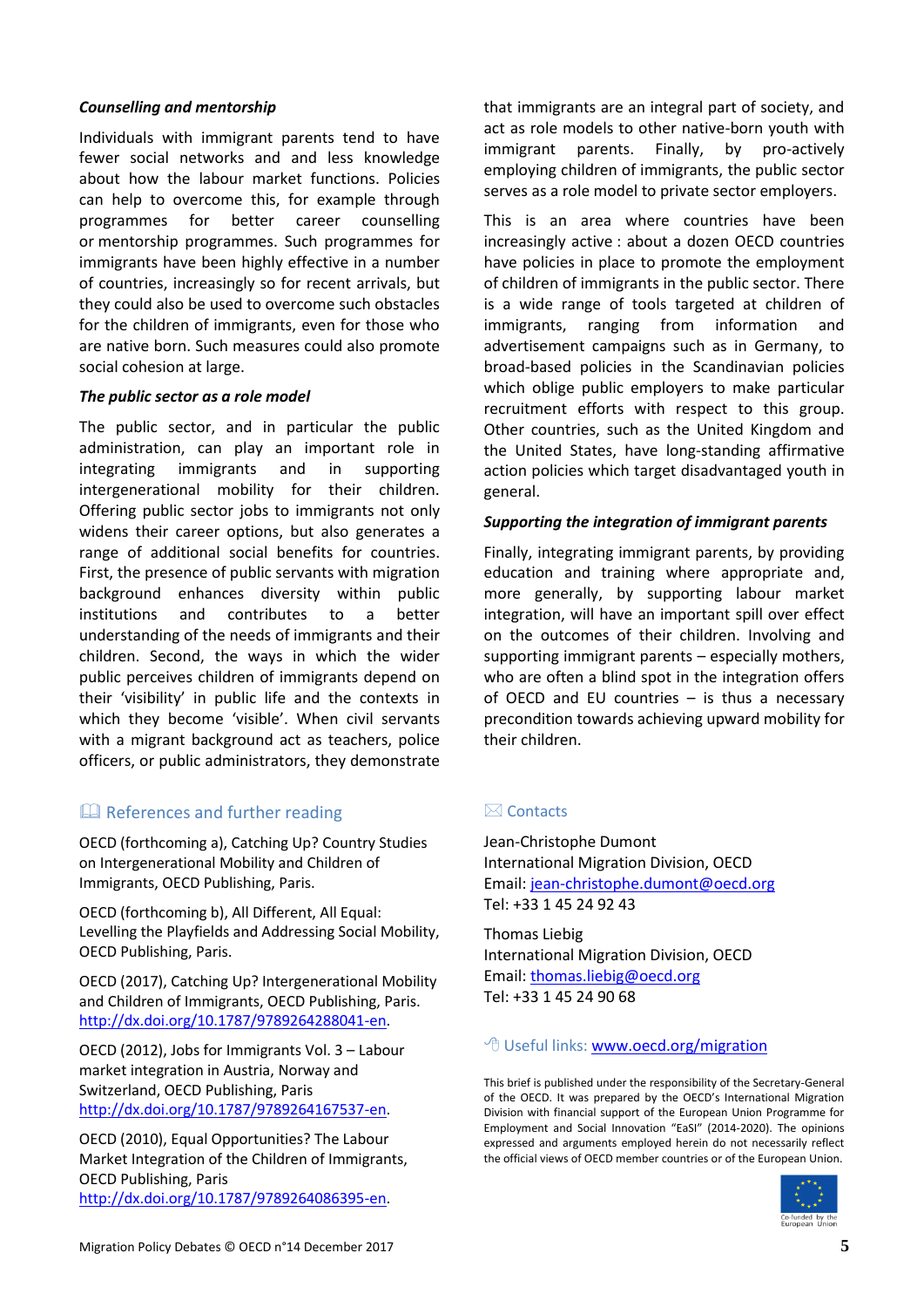***Counselling and mentorship***

Individuals with immigrant parents tend to have fewer social networks and and less knowledge about how the labour market functions. Policies can help to overcome this, for example through programmes for better career counselling or mentorship programmes. Such programmes for immigrants have been highly effective in a number of countries, increasingly so for recent arrivals, but they could also be used to overcome such obstacles for the children of immigrants, even for those who are native born. Such measures could also promote social cohesion at large.

***The public sector as a role model***

The public sector, and in particular the public administration, can play an important role in integrating immigrants and in supporting intergenerational mobility for their children. Offering public sector jobs to immigrants not only widens their career options, but also generates a range of additional social benefits for countries. First, the presence of public servants with migration background enhances diversity within public institutions and contributes to a better understanding of the needs of immigrants and their children. Second, the ways in which the wider public perceives children of immigrants depend on their 'visibility' in public life and the contexts in which they become 'visible'. When civil servants with a migrant background act as teachers, police officers, or public administrators, they demonstrate that immigrants are an integral part of society, and act as role models to other native-born youth with immigrant parents. Finally, by pro-actively employing children of immigrants, the public sector serves as a role model to private sector employers.

This is an area where countries have been increasingly active : about a dozen OECD countries have policies in place to promote the employment of children of immigrants in the public sector. There is a wide range of tools targeted at children of immigrants, ranging from information and advertisement campaigns such as in Germany, to broad-based policies in the Scandinavian policies which oblige public employers to make particular recruitment efforts with respect to this group. Other countries, such as the United Kingdom and the United States, have long-standing affirmative action policies which target disadvantaged youth in general.

***Supporting the integration of immigrant parents***

Finally, integrating immigrant parents, by providing education and training where appropriate and, more generally, by supporting labour market integration, will have an important spill over effect on the outcomes of their children. Involving and supporting immigrant parents – especially mothers, who are often a blind spot in the integration offers of OECD and EU countries – is thus a necessary precondition towards achieving upward mobility for their children.

## References and further reading

OECD (forthcoming a), Catching Up? Country Studies on Intergenerational Mobility and Children of Immigrants, OECD Publishing, Paris.

OECD (forthcoming b), All Different, All Equal: Levelling the Playfields and Addressing Social Mobility, OECD Publishing, Paris.

OECD (2017), Catching Up? Intergenerational Mobility and Children of Immigrants, OECD Publishing, Paris. http://dx.doi.org/10.1787/9789264288041-en.

OECD (2012), Jobs for Immigrants Vol. 3 – Labour market integration in Austria, Norway and Switzerland, OECD Publishing, Paris http://dx.doi.org/10.1787/9789264167537-en.

OECD (2010), Equal Opportunities? The Labour Market Integration of the Children of Immigrants, OECD Publishing, Paris http://dx.doi.org/10.1787/9789264086395-en.

## Contacts

Jean-Christophe Dumont
International Migration Division, OECD
Email: jean-christophe.dumont@oecd.org
Tel: +33 1 45 24 92 43

Thomas Liebig
International Migration Division, OECD
Email: thomas.liebig@oecd.org
Tel: +33 1 45 24 90 68

Useful links: www.oecd.org/migration

This brief is published under the responsibility of the Secretary-General of the OECD. It was prepared by the OECD's International Migration Division with financial support of the European Union Programme for Employment and Social Innovation "EaSI" (2014-2020). The opinions expressed and arguments employed herein do not necessarily reflect the official views of OECD member countries or of the European Union.

Co-funded by the European Union